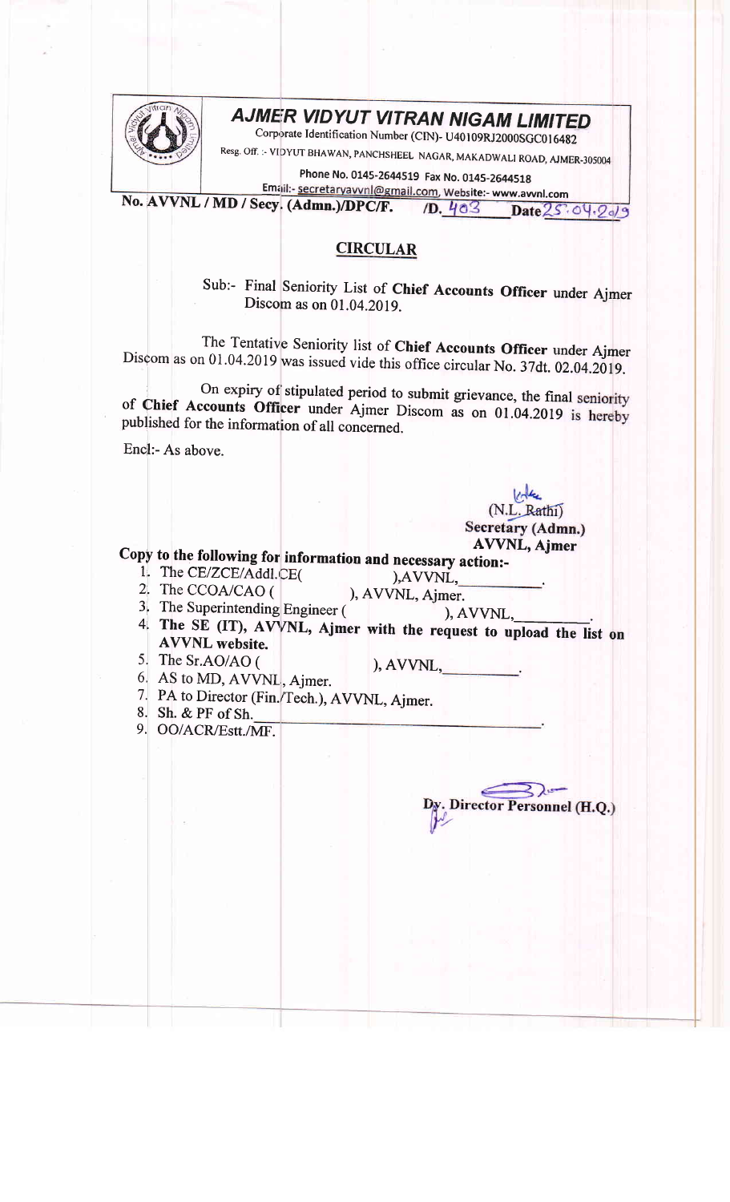# AJMER VIDYUT VITRAN NIGAM LIMITED

Corporate Identification Number (CIN)- U40109RJ2000SGC016482

Resg. Off. :- VIDYUT BHAWAN, PANCHSHEEL NAGAR, MAKADWALI ROAD, AJMER-305004

Phone No. 0145-2644519 Fax No. 0145-2644518

Email:- secretaryavvnl@gmail.com, Website:- www.avvnl.com

**No. AVVNL / MD / Secy. (Admn.)/DPC/F. /D. 403 Date 25.04.2019**

## CIRCULAR

Sub:- Final Seniority List of **Chief Accounts Officer** under Ajmer Discom as on 01.04.2019.

The Tentative Seniority list of **Chief Accounts Officer** under Ajmer Discom as on 01.04.2019 was issued vide this office circular No. 37dt. 02.04.2019.

On expiry of stipulated period to submit grievance, the final seniority of **Chief Accounts Officer** under Ajmer Discom as on 01.04.2019 is hereby published for the information of all concerned.

Encl:- As above.

(N.L. Rathi)
**Secretary (Admn.)**
**AVVNL, Ajmer**

**Copy to the following for information and necessary action:-**

1. The CE/ZCE/Addl.CE( ),AVVNL,\_\_\_\_\_\_\_\_.
2. The CCOA/CAO ( ), AVVNL, Ajmer.
3. The Superintending Engineer ( ), AVVNL,\_\_\_\_\_\_\_\_.
4. **The SE (IT), AVVNL, Ajmer with the request to upload the list on AVVNL website.**
5. The Sr.AO/AO ( ), AVVNL,\_\_\_\_\_\_\_\_.
6. AS to MD, AVVNL, Ajmer.
7. PA to Director (Fin./Tech.), AVVNL, Ajmer.
8. Sh. & PF of Sh.\_\_\_\_\_\_\_\_.
9. OO/ACR/Estt./MF.

**Dy. Director Personnel (H.Q.)**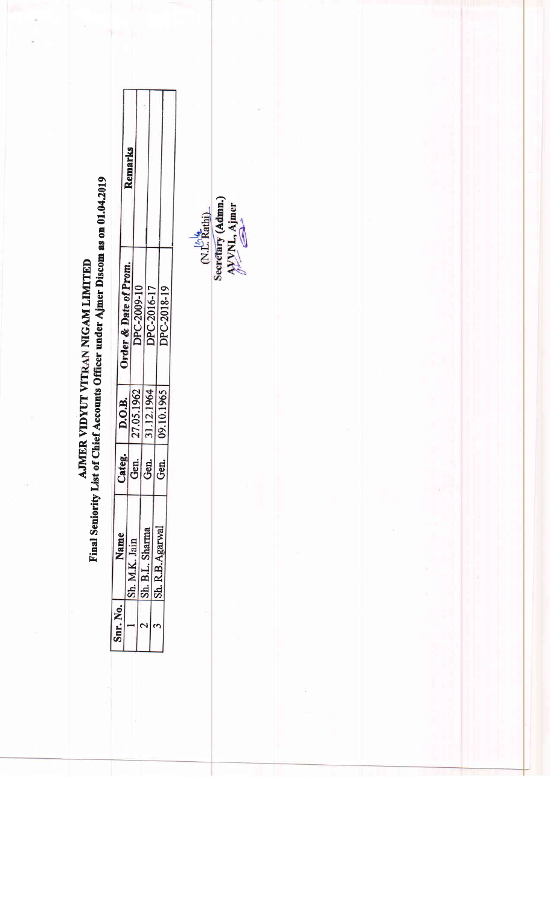# AJMER VIDYUT VITRAN NIGAM LIMITED

## Final Seniority List of Chief Accounts Officer under Ajmer Discom as on 01.04.2019

| Snr. No. | Name | Categ. | D.O.B. | Order & Date of Prom. | Remarks |
|---|---|---|---|---|---|
| 1 | Sh. M.K. Jain | Gen. | 27.05.1962 | DPC-2009-10 | |
| 2 | Sh. B.L. Sharma | Gen. | 31.12.1964 | DPC-2016-17 | |
| 3 | Sh. R.B.Agarwal | Gen. | 09.10.1965 | DPC-2018-19 | |

(N.L. Rathi)
Secretary (Admn.)
AVVNL, Ajmer